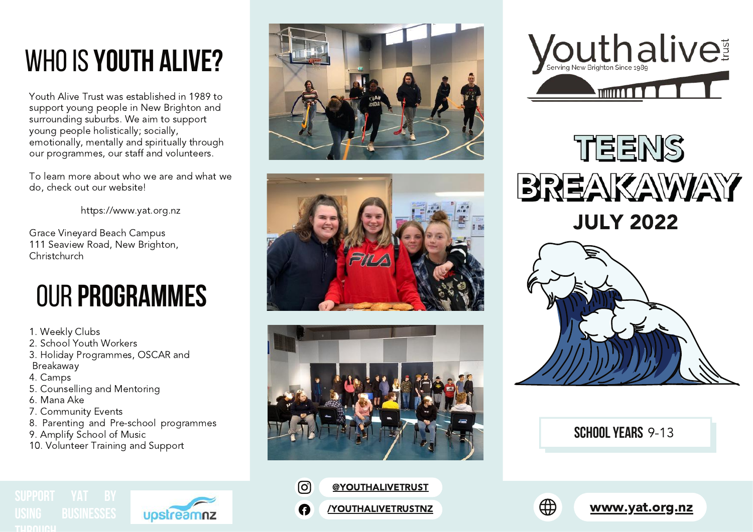# WHO IS **YOUTH ALIVE?**

Youth Alive Trust was established in 1989 to support young people in New Brighton and surrounding suburbs. We aim to support young people holistically; socially, emotionally, mentally and spiritually through our programmes, our staff and volunteers.

To learn more about who we are and what we do, check out our website!

https://www.yat.org.nz

Grace Vineyard Beach Campus
111 Seaview Road, New Brighton,
Christchurch

# OUR **PROGRAMMES**

1. Weekly Clubs
2. School Youth Workers
3. Holiday Programmes, OSCAR and Breakaway
4. Camps
5. Counselling and Mentoring
6. Mana Ake
7. Community Events
8. Parenting and Pre-school programmes
9. Amplify School of Music
10. Volunteer Training and Support

SUPPORT YAT BY USING BUSINESSES THROUGH

upstreamnz

@YOUTHALIVETRUST

/YOUTHALIVETRUSTNZ

Youth alive trust
Serving New Brighton Since 1989

# TEENS BREAKAWAY

## JULY 2022

**SCHOOL YEARS** 9-13

www.yat.org.nz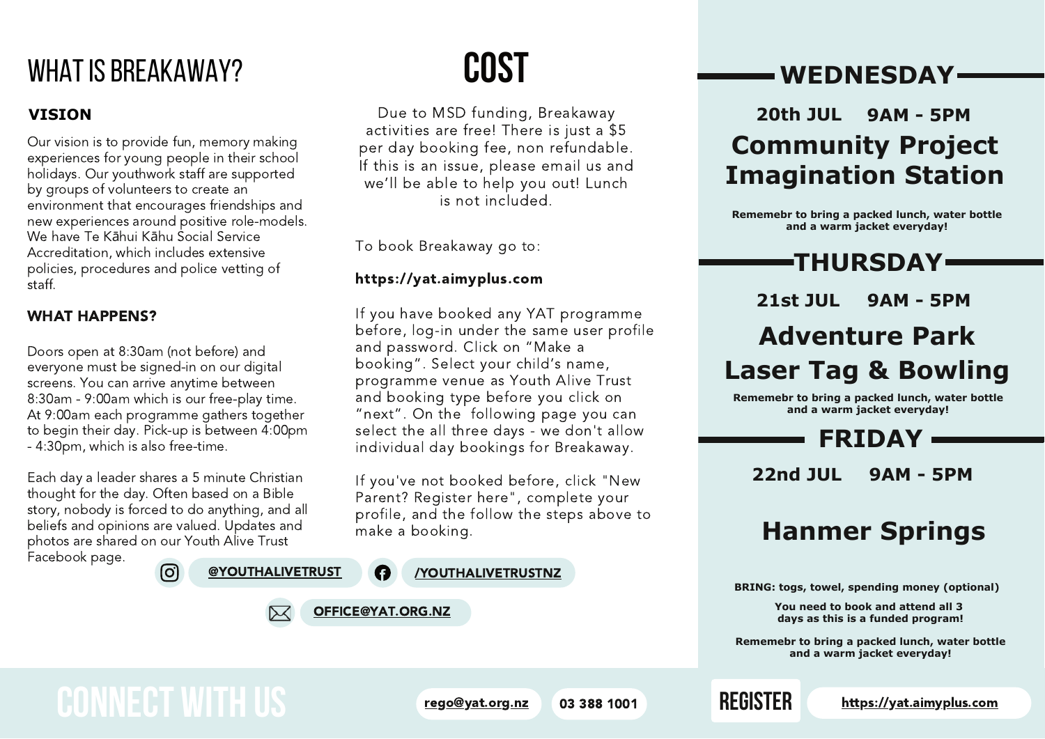# WHAT IS BREAKAWAY?

### VISION

Our vision is to provide fun, memory making experiences for young people in their school holidays. Our youthwork staff are supported by groups of volunteers to create an environment that encourages friendships and new experiences around positive role-models. We have Te Kāhui Kāhu Social Service Accreditation, which includes extensive policies, procedures and police vetting of staff.

### WHAT HAPPENS?

Doors open at 8:30am (not before) and everyone must be signed-in on our digital screens. You can arrive anytime between 8:30am - 9:00am which is our free-play time. At 9:00am each programme gathers together to begin their day. Pick-up is between 4:00pm - 4:30pm, which is also free-time.

Each day a leader shares a 5 minute Christian thought for the day. Often based on a Bible story, nobody is forced to do anything, and all beliefs and opinions are valued. Updates and photos are shared on our Youth Alive Trust Facebook page.

# COST

Due to MSD funding, Breakaway activities are free! There is just a $5 per day booking fee, non refundable. If this is an issue, please email us and we'll be able to help you out! Lunch is not included.

To book Breakaway go to:

**https://yat.aimyplus.com**

If you have booked any YAT programme before, log-in under the same user profile and password. Click on "Make a booking". Select your child's name, programme venue as Youth Alive Trust and booking type before you click on "next". On the following page you can select the all three days - we don't allow individual day bookings for Breakaway.

If you've not booked before, click "New Parent? Register here", complete your profile, and the follow the steps above to make a booking.

@YOUTHALIVETRUST

/YOUTHALIVETRUSTNZ

OFFICE@YAT.ORG.NZ

## WEDNESDAY

**20th JUL 9AM - 5PM**

### Community Project Imagination Station

**Rememebr to bring a packed lunch, water bottle and a warm jacket everyday!**

## THURSDAY

**21st JUL 9AM - 5PM**

### Adventure Park Laser Tag & Bowling

**Rememebr to bring a packed lunch, water bottle and a warm jacket everyday!**

## FRIDAY

**22nd JUL 9AM - 5PM**

### Hanmer Springs

**BRING: togs, towel, spending money (optional)**

**You need to book and attend all 3 days as this is a funded program!**

**Rememebr to bring a packed lunch, water bottle and a warm jacket everyday!**

# CONNECT WITH US

rego@yat.org.nz

03 388 1001

REGISTER https://yat.aimyplus.com